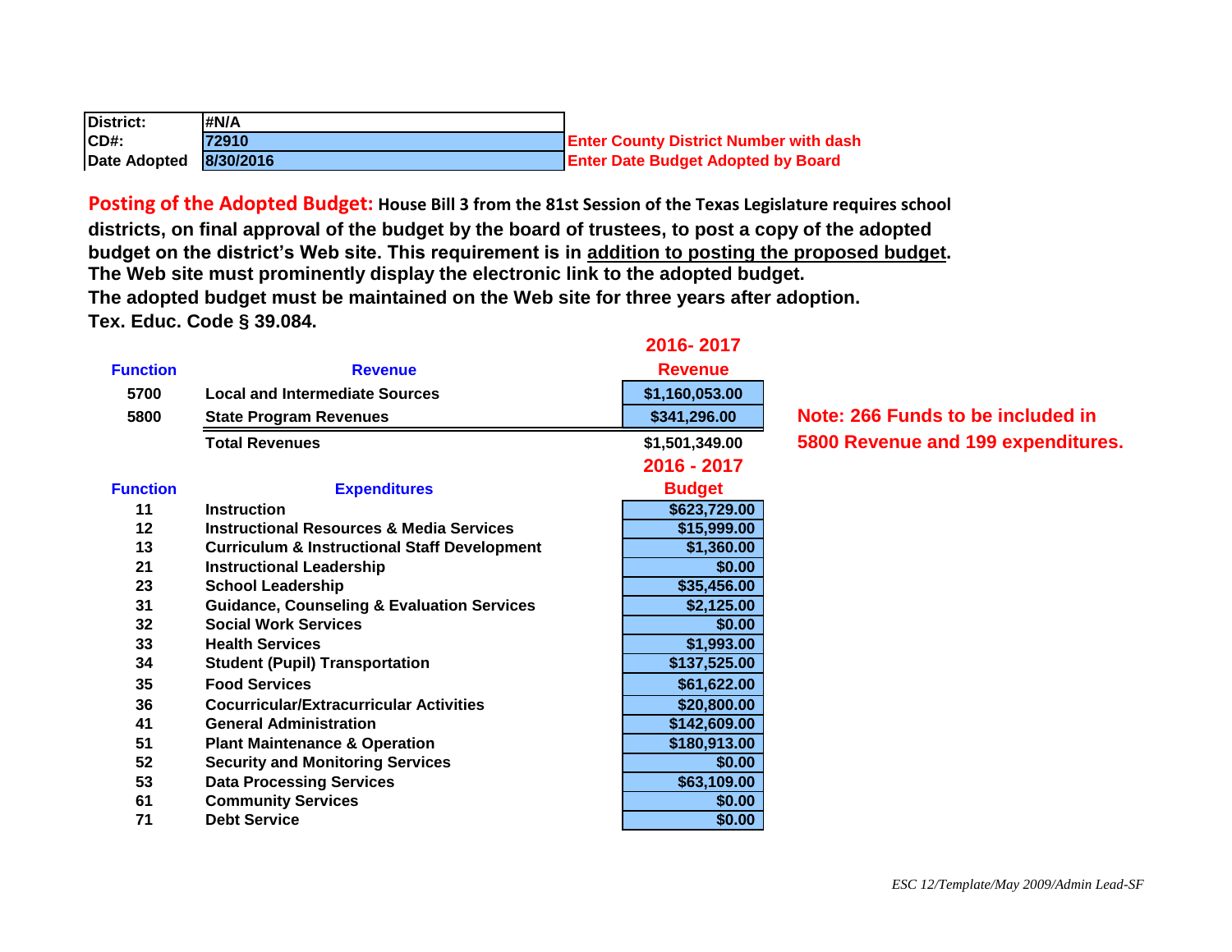| District: | #N/A | |
|---|---|---|
| CD#: | 72910 | Enter County District Number with dash |
| Date Adopted | 8/30/2016 | Enter Date Budget Adopted by Board |

**Posting of the Adopted Budget: House Bill 3 from the 81st Session of the Texas Legislature requires school districts, on final approval of the budget by the board of trustees, to post a copy of the adopted budget on the district's Web site. This requirement is in addition to posting the proposed budget. The Web site must prominently display the electronic link to the adopted budget. The adopted budget must be maintained on the Web site for three years after adoption. Tex. Educ. Code § 39.084.**

| Function | Revenue | 2016- 2017 Revenue |
|---|---|---|
| 5700 | Local and Intermediate Sources | $1,160,053.00 |
| 5800 | State Program Revenues | $341,296.00 |
| | Total Revenues | $1,501,349.00 |

**Note: 266 Funds to be included in 5800 Revenue and 199 expenditures.**

| Function | Expenditures | 2016 - 2017 Budget |
|---|---|---|
| 11 | Instruction | $623,729.00 |
| 12 | Instructional Resources & Media Services | $15,999.00 |
| 13 | Curriculum & Instructional Staff Development | $1,360.00 |
| 21 | Instructional Leadership | $0.00 |
| 23 | School Leadership | $35,456.00 |
| 31 | Guidance, Counseling & Evaluation Services | $2,125.00 |
| 32 | Social Work Services | $0.00 |
| 33 | Health Services | $1,993.00 |
| 34 | Student (Pupil) Transportation | $137,525.00 |
| 35 | Food Services | $61,622.00 |
| 36 | Cocurricular/Extracurricular Activities | $20,800.00 |
| 41 | General Administration | $142,609.00 |
| 51 | Plant Maintenance & Operation | $180,913.00 |
| 52 | Security and Monitoring Services | $0.00 |
| 53 | Data Processing Services | $63,109.00 |
| 61 | Community Services | $0.00 |
| 71 | Debt Service | $0.00 |

*ESC 12/Template/May 2009/Admin Lead-SF*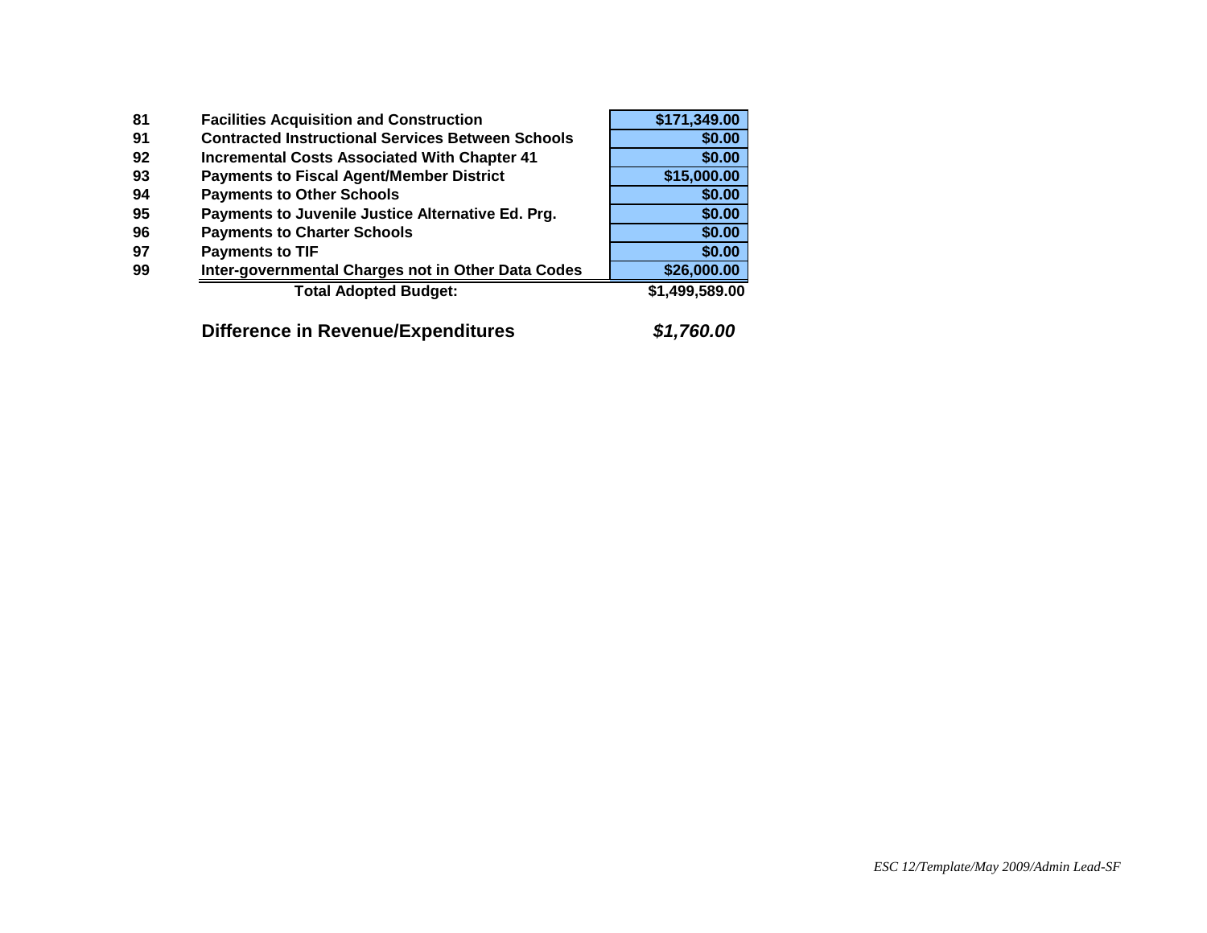| | | |
|---|---|---|
| 81 | Facilities Acquisition and Construction | $171,349.00 |
| 91 | Contracted Instructional Services Between Schools | $0.00 |
| 92 | Incremental Costs Associated With Chapter 41 | $0.00 |
| 93 | Payments to Fiscal Agent/Member District | $15,000.00 |
| 94 | Payments to Other Schools | $0.00 |
| 95 | Payments to Juvenile Justice Alternative Ed. Prg. | $0.00 |
| 96 | Payments to Charter Schools | $0.00 |
| 97 | Payments to TIF | $0.00 |
| 99 | Inter-governmental Charges not in Other Data Codes | $26,000.00 |
| | **Total Adopted Budget:** | **$1,499,589.00** |

**Difference in Revenue/Expenditures** ***$1,760.00***

*ESC 12/Template/May 2009/Admin Lead-SF*